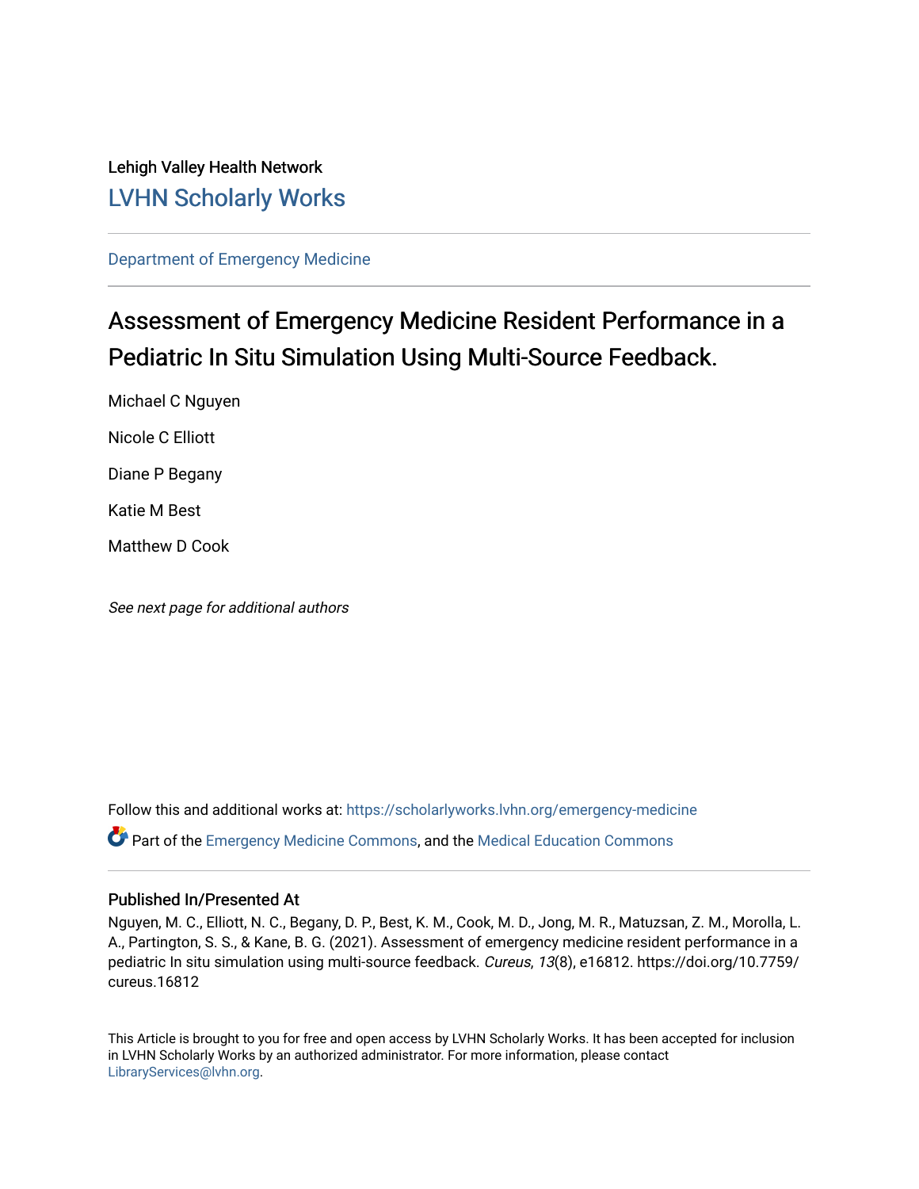Lehigh Valley Health Network

## LVHN Scholarly Works

Department of Emergency Medicine

# Assessment of Emergency Medicine Resident Performance in a Pediatric In Situ Simulation Using Multi-Source Feedback.

Michael C Nguyen

Nicole C Elliott

Diane P Begany

Katie M Best

Matthew D Cook

*See next page for additional authors*

Follow this and additional works at: https://scholarlyworks.lvhn.org/emergency-medicine

Part of the Emergency Medicine Commons, and the Medical Education Commons

### Published In/Presented At

Nguyen, M. C., Elliott, N. C., Begany, D. P., Best, K. M., Cook, M. D., Jong, M. R., Matuzsan, Z. M., Morolla, L. A., Partington, S. S., & Kane, B. G. (2021). Assessment of emergency medicine resident performance in a pediatric In situ simulation using multi-source feedback. *Cureus*, *13*(8), e16812. https://doi.org/10.7759/cureus.16812

This Article is brought to you for free and open access by LVHN Scholarly Works. It has been accepted for inclusion in LVHN Scholarly Works by an authorized administrator. For more information, please contact LibraryServices@lvhn.org.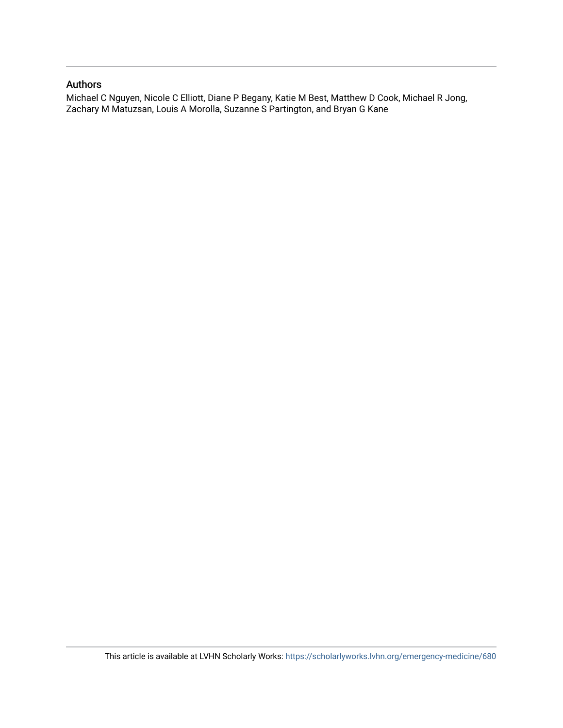## Authors

Michael C Nguyen, Nicole C Elliott, Diane P Begany, Katie M Best, Matthew D Cook, Michael R Jong, Zachary M Matuzsan, Louis A Morolla, Suzanne S Partington, and Bryan G Kane

This article is available at LVHN Scholarly Works: https://scholarlyworks.lvhn.org/emergency-medicine/680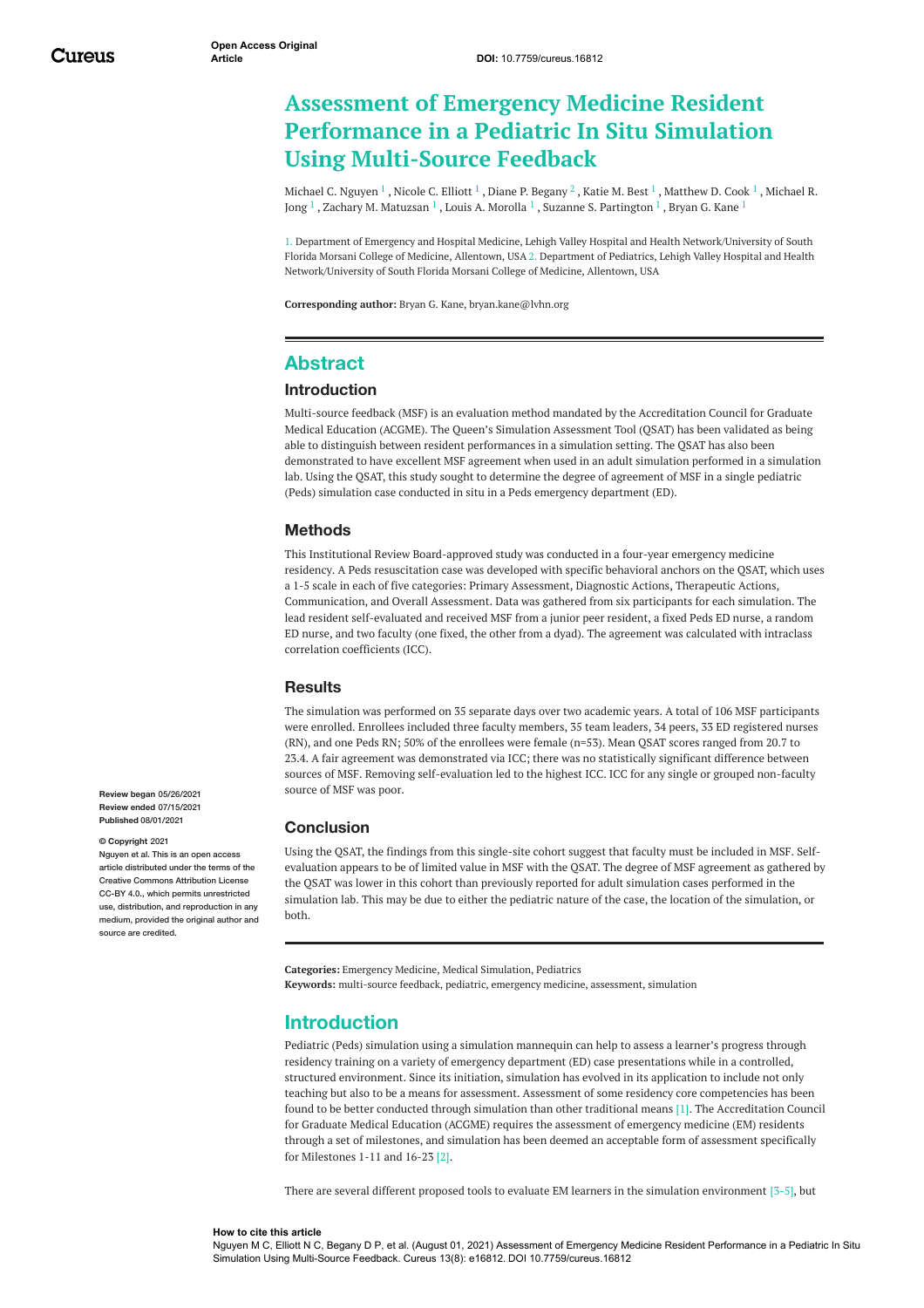# Assessment of Emergency Medicine Resident Performance in a Pediatric In Situ Simulation Using Multi-Source Feedback

Michael C. Nguyen [1] , Nicole C. Elliott [1] , Diane P. Begany [2] , Katie M. Best [1] , Matthew D. Cook [1] , Michael R. Jong [1] , Zachary M. Matuzsan [1] , Louis A. Morolla [1] , Suzanne S. Partington [1] , Bryan G. Kane [1]

1. Department of Emergency and Hospital Medicine, Lehigh Valley Hospital and Health Network/University of South Florida Morsani College of Medicine, Allentown, USA 2. Department of Pediatrics, Lehigh Valley Hospital and Health Network/University of South Florida Morsani College of Medicine, Allentown, USA

**Corresponding author:** Bryan G. Kane, bryan.kane@lvhn.org

## Abstract

### Introduction

Multi-source feedback (MSF) is an evaluation method mandated by the Accreditation Council for Graduate Medical Education (ACGME). The Queen's Simulation Assessment Tool (QSAT) has been validated as being able to distinguish between resident performances in a simulation setting. The QSAT has also been demonstrated to have excellent MSF agreement when used in an adult simulation performed in a simulation lab. Using the QSAT, this study sought to determine the degree of agreement of MSF in a single pediatric (Peds) simulation case conducted in situ in a Peds emergency department (ED).

### Methods

This Institutional Review Board-approved study was conducted in a four-year emergency medicine residency. A Peds resuscitation case was developed with specific behavioral anchors on the QSAT, which uses a 1-5 scale in each of five categories: Primary Assessment, Diagnostic Actions, Therapeutic Actions, Communication, and Overall Assessment. Data was gathered from six participants for each simulation. The lead resident self-evaluated and received MSF from a junior peer resident, a fixed Peds ED nurse, a random ED nurse, and two faculty (one fixed, the other from a dyad). The agreement was calculated with intraclass correlation coefficients (ICC).

### Results

The simulation was performed on 35 separate days over two academic years. A total of 106 MSF participants were enrolled. Enrollees included three faculty members, 35 team leaders, 34 peers, 33 ED registered nurses (RN), and one Peds RN; 50% of the enrollees were female (n=53). Mean QSAT scores ranged from 20.7 to 23.4. A fair agreement was demonstrated via ICC; there was no statistically significant difference between sources of MSF. Removing self-evaluation led to the highest ICC. ICC for any single or grouped non-faculty source of MSF was poor.

### Conclusion

Using the QSAT, the findings from this single-site cohort suggest that faculty must be included in MSF. Self-evaluation appears to be of limited value in MSF with the QSAT. The degree of MSF agreement as gathered by the QSAT was lower in this cohort than previously reported for adult simulation cases performed in the simulation lab. This may be due to either the pediatric nature of the case, the location of the simulation, or both.

**Categories:** Emergency Medicine, Medical Simulation, Pediatrics
**Keywords:** multi-source feedback, pediatric, emergency medicine, assessment, simulation

Review began 05/26/2021
Review ended 07/15/2021
Published 08/01/2021

© Copyright 2021
Nguyen et al. This is an open access article distributed under the terms of the Creative Commons Attribution License CC-BY 4.0., which permits unrestricted use, distribution, and reproduction in any medium, provided the original author and source are credited.

## Introduction

Pediatric (Peds) simulation using a simulation mannequin can help to assess a learner's progress through residency training on a variety of emergency department (ED) case presentations while in a controlled, structured environment. Since its initiation, simulation has evolved in its application to include not only teaching but also to be a means for assessment. Assessment of some residency core competencies has been found to be better conducted through simulation than other traditional means [1]. The Accreditation Council for Graduate Medical Education (ACGME) requires the assessment of emergency medicine (EM) residents through a set of milestones, and simulation has been deemed an acceptable form of assessment specifically for Milestones 1-11 and 16-23 [2].

There are several different proposed tools to evaluate EM learners in the simulation environment [3-5], but

**How to cite this article**
Nguyen M C, Elliott N C, Begany D P, et al. (August 01, 2021) Assessment of Emergency Medicine Resident Performance in a Pediatric In Situ Simulation Using Multi-Source Feedback. Cureus 13(8): e16812. DOI 10.7759/cureus.16812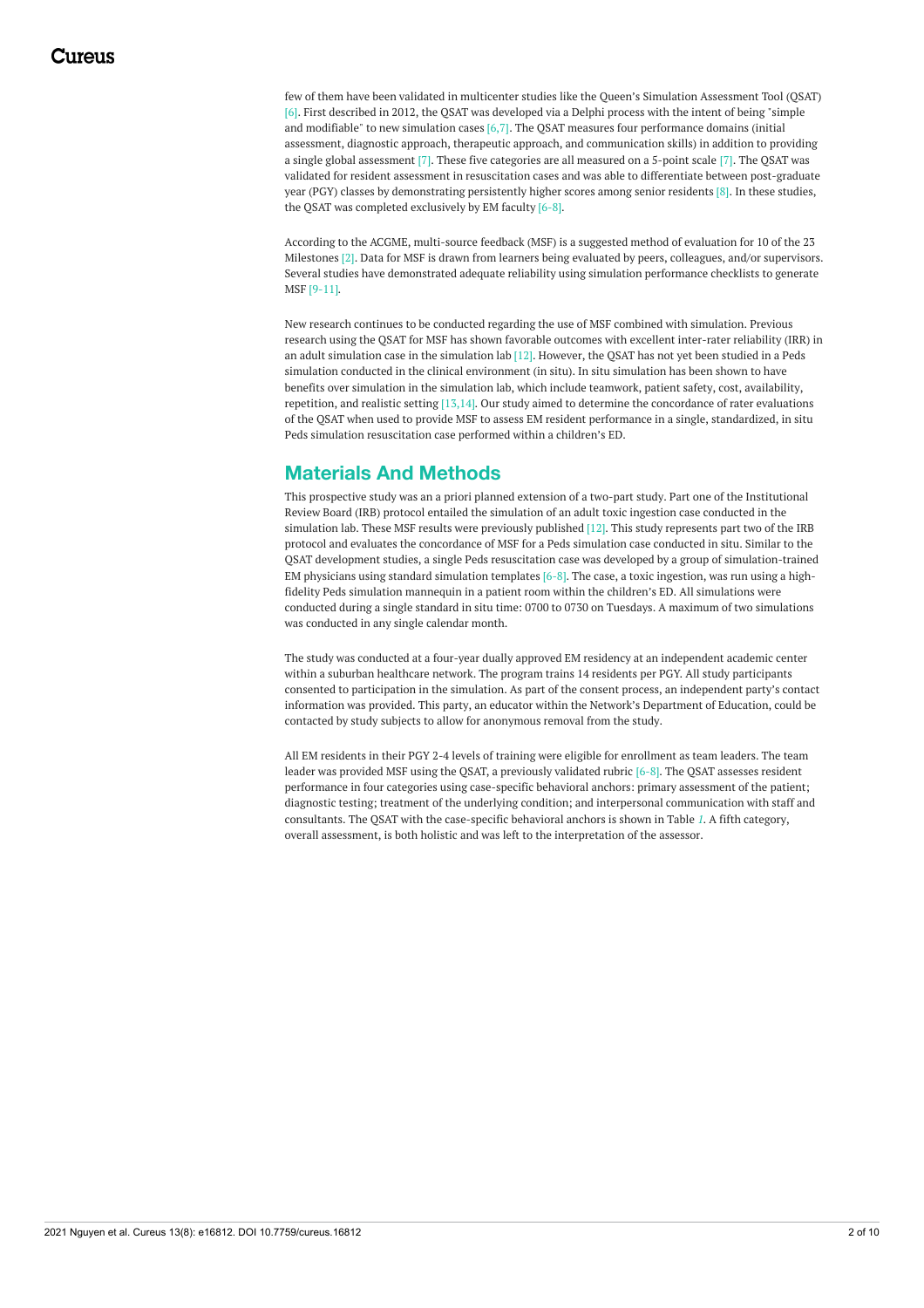few of them have been validated in multicenter studies like the Queen's Simulation Assessment Tool (QSAT) [6]. First described in 2012, the QSAT was developed via a Delphi process with the intent of being "simple and modifiable" to new simulation cases [6,7]. The QSAT measures four performance domains (initial assessment, diagnostic approach, therapeutic approach, and communication skills) in addition to providing a single global assessment [7]. These five categories are all measured on a 5-point scale [7]. The QSAT was validated for resident assessment in resuscitation cases and was able to differentiate between post-graduate year (PGY) classes by demonstrating persistently higher scores among senior residents [8]. In these studies, the QSAT was completed exclusively by EM faculty [6-8].

According to the ACGME, multi-source feedback (MSF) is a suggested method of evaluation for 10 of the 23 Milestones [2]. Data for MSF is drawn from learners being evaluated by peers, colleagues, and/or supervisors. Several studies have demonstrated adequate reliability using simulation performance checklists to generate MSF [9-11].

New research continues to be conducted regarding the use of MSF combined with simulation. Previous research using the QSAT for MSF has shown favorable outcomes with excellent inter-rater reliability (IRR) in an adult simulation case in the simulation lab [12]. However, the QSAT has not yet been studied in a Peds simulation conducted in the clinical environment (in situ). In situ simulation has been shown to have benefits over simulation in the simulation lab, which include teamwork, patient safety, cost, availability, repetition, and realistic setting [13,14]. Our study aimed to determine the concordance of rater evaluations of the QSAT when used to provide MSF to assess EM resident performance in a single, standardized, in situ Peds simulation resuscitation case performed within a children's ED.

## Materials And Methods

This prospective study was an a priori planned extension of a two-part study. Part one of the Institutional Review Board (IRB) protocol entailed the simulation of an adult toxic ingestion case conducted in the simulation lab. These MSF results were previously published [12]. This study represents part two of the IRB protocol and evaluates the concordance of MSF for a Peds simulation case conducted in situ. Similar to the QSAT development studies, a single Peds resuscitation case was developed by a group of simulation-trained EM physicians using standard simulation templates [6-8]. The case, a toxic ingestion, was run using a high-fidelity Peds simulation mannequin in a patient room within the children's ED. All simulations were conducted during a single standard in situ time: 0700 to 0730 on Tuesdays. A maximum of two simulations was conducted in any single calendar month.

The study was conducted at a four-year dually approved EM residency at an independent academic center within a suburban healthcare network. The program trains 14 residents per PGY. All study participants consented to participation in the simulation. As part of the consent process, an independent party's contact information was provided. This party, an educator within the Network's Department of Education, could be contacted by study subjects to allow for anonymous removal from the study.

All EM residents in their PGY 2-4 levels of training were eligible for enrollment as team leaders. The team leader was provided MSF using the QSAT, a previously validated rubric [6-8]. The QSAT assesses resident performance in four categories using case-specific behavioral anchors: primary assessment of the patient; diagnostic testing; treatment of the underlying condition; and interpersonal communication with staff and consultants. The QSAT with the case-specific behavioral anchors is shown in Table *1*. A fifth category, overall assessment, is both holistic and was left to the interpretation of the assessor.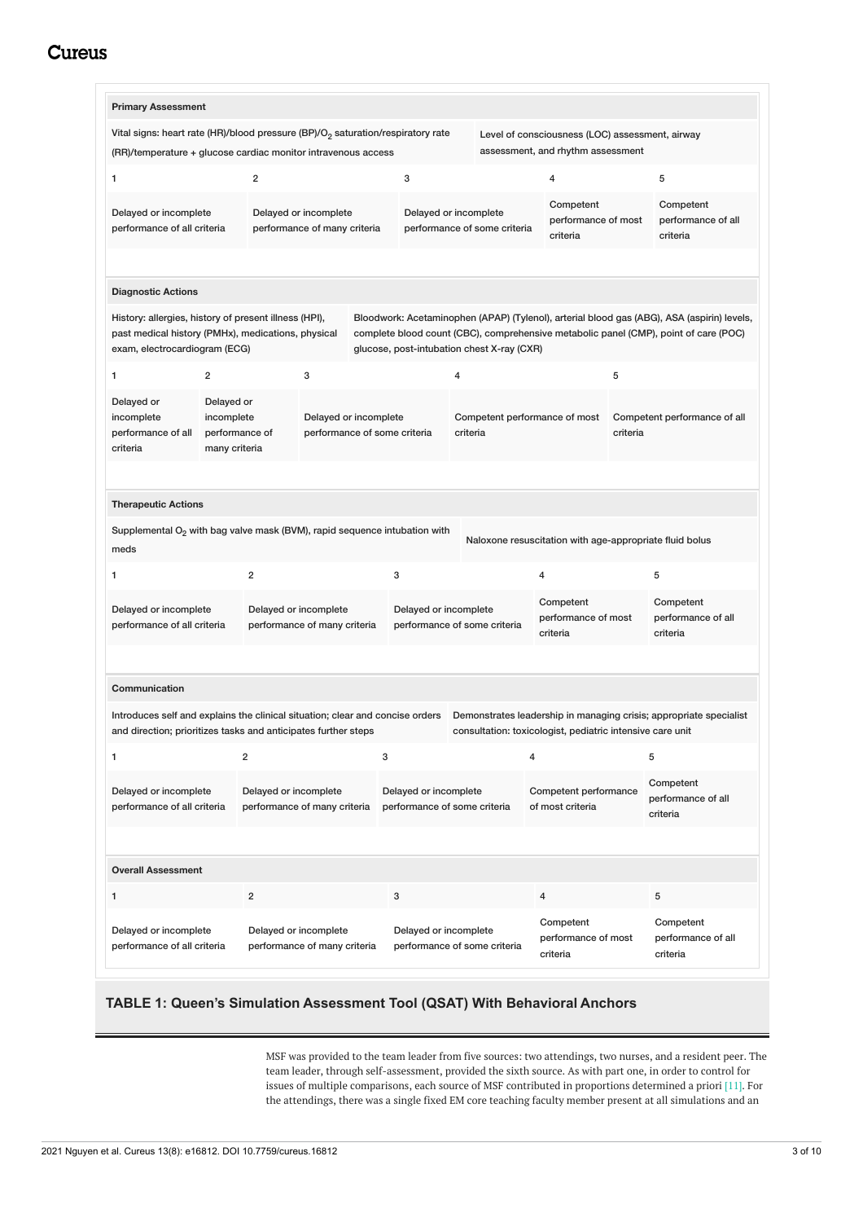| Primary Assessment | | | | |
|---|---|---|---|---|
| Vital signs: heart rate (HR)/blood pressure (BP)/$O_2$ saturation/respiratory rate (RR)/temperature + glucose cardiac monitor intravenous access | | | Level of consciousness (LOC) assessment, airway assessment, and rhythm assessment | |
| 1 | 2 | 3 | 4 | 5 |
| Delayed or incomplete performance of all criteria | Delayed or incomplete performance of many criteria | Delayed or incomplete performance of some criteria | Competent performance of most criteria | Competent performance of all criteria |

| Diagnostic Actions | | | | |
|---|---|---|---|---|
| History: allergies, history of present illness (HPI), past medical history (PMHx), medications, physical exam, electrocardiogram (ECG) | | Bloodwork: Acetaminophen (APAP) (Tylenol), arterial blood gas (ABG), ASA (aspirin) levels, complete blood count (CBC), comprehensive metabolic panel (CMP), point of care (POC) glucose, post-intubation chest X-ray (CXR) | | |
| 1 | 2 | 3 | 4 | 5 |
| Delayed or incomplete performance of all criteria | Delayed or incomplete performance of many criteria | Delayed or incomplete performance of some criteria | Competent performance of most criteria | Competent performance of all criteria |

| Therapeutic Actions | | | | |
|---|---|---|---|---|
| Supplemental $O_2$ with bag valve mask (BVM), rapid sequence intubation with meds | | | Naloxone resuscitation with age-appropriate fluid bolus | |
| 1 | 2 | 3 | 4 | 5 |
| Delayed or incomplete performance of all criteria | Delayed or incomplete performance of many criteria | Delayed or incomplete performance of some criteria | Competent performance of most criteria | Competent performance of all criteria |

| Communication | | | | |
|---|---|---|---|---|
| Introduces self and explains the clinical situation; clear and concise orders and direction; prioritizes tasks and anticipates further steps | | | Demonstrates leadership in managing crisis; appropriate specialist consultation: toxicologist, pediatric intensive care unit | |
| 1 | 2 | 3 | 4 | 5 |
| Delayed or incomplete performance of all criteria | Delayed or incomplete performance of many criteria | Delayed or incomplete performance of some criteria | Competent performance of most criteria | Competent performance of all criteria |

| Overall Assessment | | | | |
|---|---|---|---|---|
| 1 | 2 | 3 | 4 | 5 |
| Delayed or incomplete performance of all criteria | Delayed or incomplete performance of many criteria | Delayed or incomplete performance of some criteria | Competent performance of most criteria | Competent performance of all criteria |

**TABLE 1: Queen's Simulation Assessment Tool (QSAT) With Behavioral Anchors**

MSF was provided to the team leader from five sources: two attendings, two nurses, and a resident peer. The team leader, through self-assessment, provided the sixth source. As with part one, in order to control for issues of multiple comparisons, each source of MSF contributed in proportions determined a priori [11]. For the attendings, there was a single fixed EM core teaching faculty member present at all simulations and an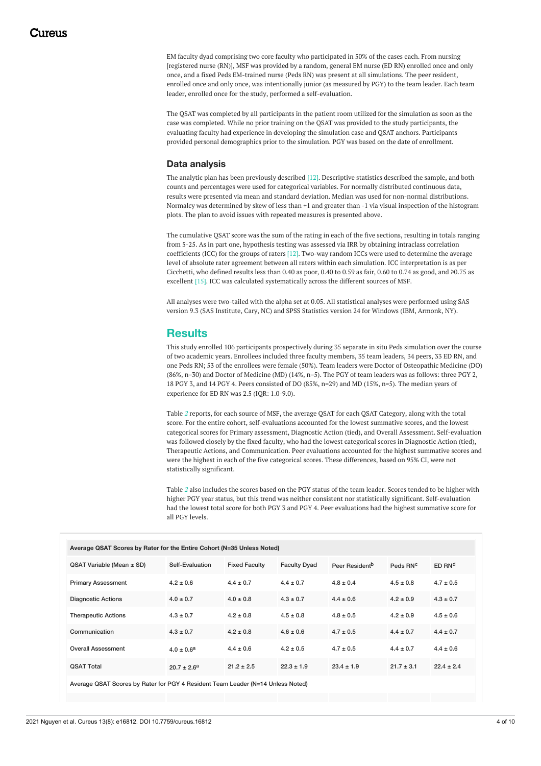EM faculty dyad comprising two core faculty who participated in 50% of the cases each. From nursing [registered nurse (RN)], MSF was provided by a random, general EM nurse (ED RN) enrolled once and only once, and a fixed Peds EM-trained nurse (Peds RN) was present at all simulations. The peer resident, enrolled once and only once, was intentionally junior (as measured by PGY) to the team leader. Each team leader, enrolled once for the study, performed a self-evaluation.

The QSAT was completed by all participants in the patient room utilized for the simulation as soon as the case was completed. While no prior training on the QSAT was provided to the study participants, the evaluating faculty had experience in developing the simulation case and QSAT anchors. Participants provided personal demographics prior to the simulation. PGY was based on the date of enrollment.

### Data analysis

The analytic plan has been previously described [12]. Descriptive statistics described the sample, and both counts and percentages were used for categorical variables. For normally distributed continuous data, results were presented via mean and standard deviation. Median was used for non-normal distributions. Normalcy was determined by skew of less than +1 and greater than -1 via visual inspection of the histogram plots. The plan to avoid issues with repeated measures is presented above.

The cumulative QSAT score was the sum of the rating in each of the five sections, resulting in totals ranging from 5-25. As in part one, hypothesis testing was assessed via IRR by obtaining intraclass correlation coefficients (ICC) for the groups of raters [12]. Two-way random ICCs were used to determine the average level of absolute rater agreement between all raters within each simulation. ICC interpretation is as per Cicchetti, who defined results less than 0.40 as poor, 0.40 to 0.59 as fair, 0.60 to 0.74 as good, and ≥0.75 as excellent [15]. ICC was calculated systematically across the different sources of MSF.

All analyses were two-tailed with the alpha set at 0.05. All statistical analyses were performed using SAS version 9.3 (SAS Institute, Cary, NC) and SPSS Statistics version 24 for Windows (IBM, Armonk, NY).

## Results

This study enrolled 106 participants prospectively during 35 separate in situ Peds simulation over the course of two academic years. Enrollees included three faculty members, 35 team leaders, 34 peers, 33 ED RN, and one Peds RN; 53 of the enrollees were female (50%). Team leaders were Doctor of Osteopathic Medicine (DO) (86%, n=30) and Doctor of Medicine (MD) (14%, n=5). The PGY of team leaders was as follows: three PGY 2, 18 PGY 3, and 14 PGY 4. Peers consisted of DO (85%, n=29) and MD (15%, n=5). The median years of experience for ED RN was 2.5 (IQR: 1.0-9.0).

Table 2 reports, for each source of MSF, the average QSAT for each QSAT Category, along with the total score. For the entire cohort, self-evaluations accounted for the lowest summative scores, and the lowest categorical scores for Primary assessment, Diagnostic Action (tied), and Overall Assessment. Self-evaluation was followed closely by the fixed faculty, who had the lowest categorical scores in Diagnostic Action (tied), Therapeutic Actions, and Communication. Peer evaluations accounted for the highest summative scores and were the highest in each of the five categorical scores. These differences, based on 95% CI, were not statistically significant.

Table 2 also includes the scores based on the PGY status of the team leader. Scores tended to be higher with higher PGY year status, but this trend was neither consistent nor statistically significant. Self-evaluation had the lowest total score for both PGY 3 and PGY 4. Peer evaluations had the highest summative score for all PGY levels.

| Average QSAT Scores by Rater for the Entire Cohort (N=35 Unless Noted) | | | | | | |
|---|---|---|---|---|---|---|
| QSAT Variable (Mean ± SD) | Self-Evaluation | Fixed Faculty | Faculty Dyad | Peer Resident[b] | Peds RN[c] | ED RN[d] |
| Primary Assessment | 4.2 ± 0.6 | 4.4 ± 0.7 | 4.4 ± 0.7 | 4.8 ± 0.4 | 4.5 ± 0.8 | 4.7 ± 0.5 |
| Diagnostic Actions | 4.0 ± 0.7 | 4.0 ± 0.8 | 4.3 ± 0.7 | 4.4 ± 0.6 | 4.2 ± 0.9 | 4.3 ± 0.7 |
| Therapeutic Actions | 4.3 ± 0.7 | 4.2 ± 0.8 | 4.5 ± 0.8 | 4.8 ± 0.5 | 4.2 ± 0.9 | 4.5 ± 0.6 |
| Communication | 4.3 ± 0.7 | 4.2 ± 0.8 | 4.6 ± 0.6 | 4.7 ± 0.5 | 4.4 ± 0.7 | 4.4 ± 0.7 |
| Overall Assessment | 4.0 ± 0.6[a] | 4.4 ± 0.6 | 4.2 ± 0.5 | 4.7 ± 0.5 | 4.4 ± 0.7 | 4.4 ± 0.6 |
| QSAT Total | 20.7 ± 2.6[a] | 21.2 ± 2.5 | 22.3 ± 1.9 | 23.4 ± 1.9 | 21.7 ± 3.1 | 22.4 ± 2.4 |
| Average QSAT Scores by Rater for PGY 4 Resident Team Leader (N=14 Unless Noted) | | | | | | |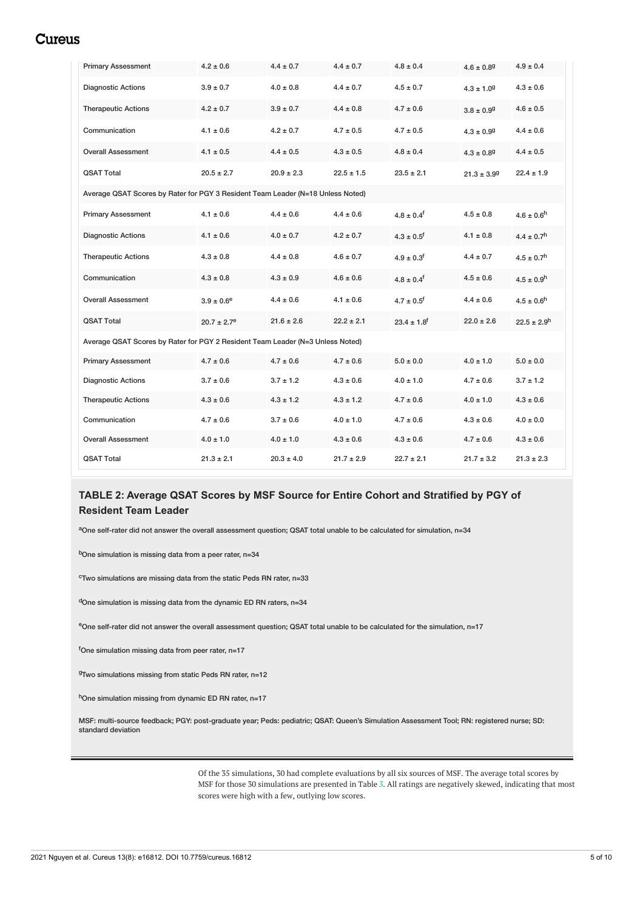| | | | | | | |
|---|---|---|---|---|---|---|
| Primary Assessment | 4.2 ± 0.6 | 4.4 ± 0.7 | 4.4 ± 0.7 | 4.8 ± 0.4 | 4.6 ± 0.8[g] | 4.9 ± 0.4 |
| Diagnostic Actions | 3.9 ± 0.7 | 4.0 ± 0.8 | 4.4 ± 0.7 | 4.5 ± 0.7 | 4.3 ± 1.0[g] | 4.3 ± 0.6 |
| Therapeutic Actions | 4.2 ± 0.7 | 3.9 ± 0.7 | 4.4 ± 0.8 | 4.7 ± 0.6 | 3.8 ± 0.9[g] | 4.6 ± 0.5 |
| Communication | 4.1 ± 0.6 | 4.2 ± 0.7 | 4.7 ± 0.5 | 4.7 ± 0.5 | 4.3 ± 0.9[g] | 4.4 ± 0.6 |
| Overall Assessment | 4.1 ± 0.5 | 4.4 ± 0.5 | 4.3 ± 0.5 | 4.8 ± 0.4 | 4.3 ± 0.8[g] | 4.4 ± 0.5 |
| QSAT Total | 20.5 ± 2.7 | 20.9 ± 2.3 | 22.5 ± 1.5 | 23.5 ± 2.1 | 21.3 ± 3.9[g] | 22.4 ± 1.9 |
| Average QSAT Scores by Rater for PGY 3 Resident Team Leader (N=18 Unless Noted) | | | | | | |
| Primary Assessment | 4.1 ± 0.6 | 4.4 ± 0.6 | 4.4 ± 0.6 | 4.8 ± 0.4[f] | 4.5 ± 0.8 | 4.6 ± 0.6[h] |
| Diagnostic Actions | 4.1 ± 0.6 | 4.0 ± 0.7 | 4.2 ± 0.7 | 4.3 ± 0.5[f] | 4.1 ± 0.8 | 4.4 ± 0.7[h] |
| Therapeutic Actions | 4.3 ± 0.8 | 4.4 ± 0.8 | 4.6 ± 0.7 | 4.9 ± 0.3[f] | 4.4 ± 0.7 | 4.5 ± 0.7[h] |
| Communication | 4.3 ± 0.8 | 4.3 ± 0.9 | 4.6 ± 0.6 | 4.8 ± 0.4[f] | 4.5 ± 0.6 | 4.5 ± 0.9[h] |
| Overall Assessment | 3.9 ± 0.6[e] | 4.4 ± 0.6 | 4.1 ± 0.6 | 4.7 ± 0.5[f] | 4.4 ± 0.6 | 4.5 ± 0.6[h] |
| QSAT Total | 20.7 ± 2.7[e] | 21.6 ± 2.6 | 22.2 ± 2.1 | 23.4 ± 1.8[f] | 22.0 ± 2.6 | 22.5 ± 2.9[h] |
| Average QSAT Scores by Rater for PGY 2 Resident Team Leader (N=3 Unless Noted) | | | | | | |
| Primary Assessment | 4.7 ± 0.6 | 4.7 ± 0.6 | 4.7 ± 0.6 | 5.0 ± 0.0 | 4.0 ± 1.0 | 5.0 ± 0.0 |
| Diagnostic Actions | 3.7 ± 0.6 | 3.7 ± 1.2 | 4.3 ± 0.6 | 4.0 ± 1.0 | 4.7 ± 0.6 | 3.7 ± 1.2 |
| Therapeutic Actions | 4.3 ± 0.6 | 4.3 ± 1.2 | 4.3 ± 1.2 | 4.7 ± 0.6 | 4.0 ± 1.0 | 4.3 ± 0.6 |
| Communication | 4.7 ± 0.6 | 3.7 ± 0.6 | 4.0 ± 1.0 | 4.7 ± 0.6 | 4.3 ± 0.6 | 4.0 ± 0.0 |
| Overall Assessment | 4.0 ± 1.0 | 4.0 ± 1.0 | 4.3 ± 0.6 | 4.3 ± 0.6 | 4.7 ± 0.6 | 4.3 ± 0.6 |
| QSAT Total | 21.3 ± 2.1 | 20.3 ± 4.0 | 21.7 ± 2.9 | 22.7 ± 2.1 | 21.7 ± 3.2 | 21.3 ± 2.3 |

**TABLE 2: Average QSAT Scores by MSF Source for Entire Cohort and Stratified by PGY of Resident Team Leader**

[a]One self-rater did not answer the overall assessment question; QSAT total unable to be calculated for simulation, n=34

[b]One simulation is missing data from a peer rater, n=34

[c]Two simulations are missing data from the static Peds RN rater, n=33

[d]One simulation is missing data from the dynamic ED RN raters, n=34

[e]One self-rater did not answer the overall assessment question; QSAT total unable to be calculated for the simulation, n=17

[f]One simulation missing data from peer rater, n=17

[g]Two simulations missing from static Peds RN rater, n=12

[h]One simulation missing from dynamic ED RN rater, n=17

MSF: multi-source feedback; PGY: post-graduate year; Peds: pediatric; QSAT: Queen's Simulation Assessment Tool; RN: registered nurse; SD: standard deviation

Of the 35 simulations, 30 had complete evaluations by all six sources of MSF. The average total scores by MSF for those 30 simulations are presented in Table 3. All ratings are negatively skewed, indicating that most scores were high with a few, outlying low scores.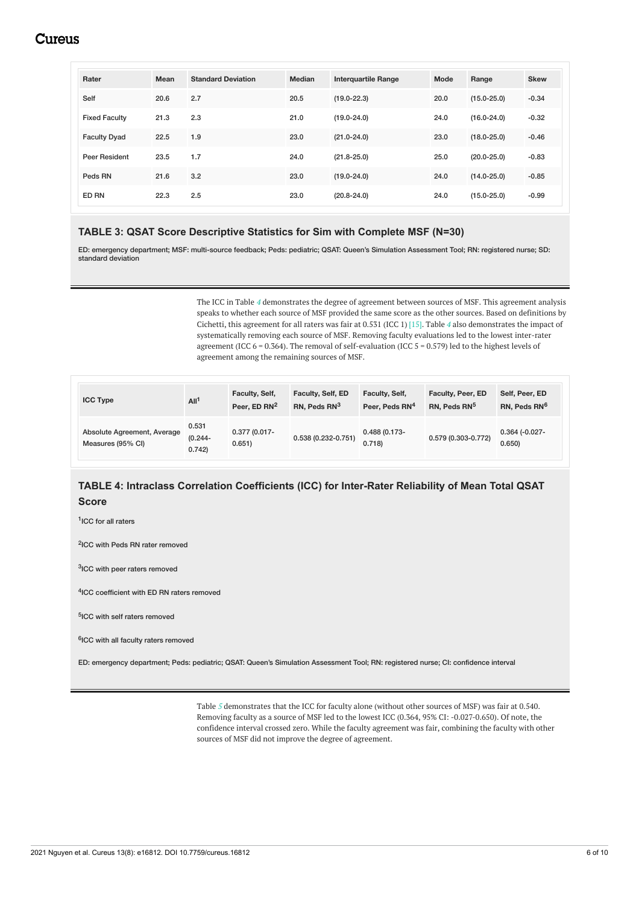| Rater | Mean | Standard Deviation | Median | Interquartile Range | Mode | Range | Skew |
| --- | --- | --- | --- | --- | --- | --- | --- |
| Self | 20.6 | 2.7 | 20.5 | (19.0-22.3) | 20.0 | (15.0-25.0) | -0.34 |
| Fixed Faculty | 21.3 | 2.3 | 21.0 | (19.0-24.0) | 24.0 | (16.0-24.0) | -0.32 |
| Faculty Dyad | 22.5 | 1.9 | 23.0 | (21.0-24.0) | 23.0 | (18.0-25.0) | -0.46 |
| Peer Resident | 23.5 | 1.7 | 24.0 | (21.8-25.0) | 25.0 | (20.0-25.0) | -0.83 |
| Peds RN | 21.6 | 3.2 | 23.0 | (19.0-24.0) | 24.0 | (14.0-25.0) | -0.85 |
| ED RN | 22.3 | 2.5 | 23.0 | (20.8-24.0) | 24.0 | (15.0-25.0) | -0.99 |

**TABLE 3: QSAT Score Descriptive Statistics for Sim with Complete MSF (N=30)**

ED: emergency department; MSF: multi-source feedback; Peds: pediatric; QSAT: Queen's Simulation Assessment Tool; RN: registered nurse; SD: standard deviation

The ICC in Table 4 demonstrates the degree of agreement between sources of MSF. This agreement analysis speaks to whether each source of MSF provided the same score as the other sources. Based on definitions by Cichetti, this agreement for all raters was fair at 0.531 (ICC 1) [15]. Table 4 also demonstrates the impact of systematically removing each source of MSF. Removing faculty evaluations led to the lowest inter-rater agreement (ICC 6 = 0.364). The removal of self-evaluation (ICC 5 = 0.579) led to the highest levels of agreement among the remaining sources of MSF.

| ICC Type | All[1] | Faculty, Self, Peer, ED RN[2] | Faculty, Self, ED RN, Peds RN[3] | Faculty, Self, Peer, Peds RN[4] | Faculty, Peer, ED RN, Peds RN[5] | Self, Peer, ED RN, Peds RN[6] |
| --- | --- | --- | --- | --- | --- | --- |
| Absolute Agreement, Average Measures (95% CI) | 0.531 (0.244-0.742) | 0.377 (0.017-0.651) | 0.538 (0.232-0.751) | 0.488 (0.173-0.718) | 0.579 (0.303-0.772) | 0.364 (-0.027-0.650) |

**TABLE 4: Intraclass Correlation Coefficients (ICC) for Inter-Rater Reliability of Mean Total QSAT Score**

[1]ICC for all raters

[2]ICC with Peds RN rater removed

[3]ICC with peer raters removed

[4]ICC coefficient with ED RN raters removed

[5]ICC with self raters removed

[6]ICC with all faculty raters removed

ED: emergency department; Peds: pediatric; QSAT: Queen's Simulation Assessment Tool; RN: registered nurse; CI: confidence interval

Table 5 demonstrates that the ICC for faculty alone (without other sources of MSF) was fair at 0.540. Removing faculty as a source of MSF led to the lowest ICC (0.364, 95% CI: -0.027-0.650). Of note, the confidence interval crossed zero. While the faculty agreement was fair, combining the faculty with other sources of MSF did not improve the degree of agreement.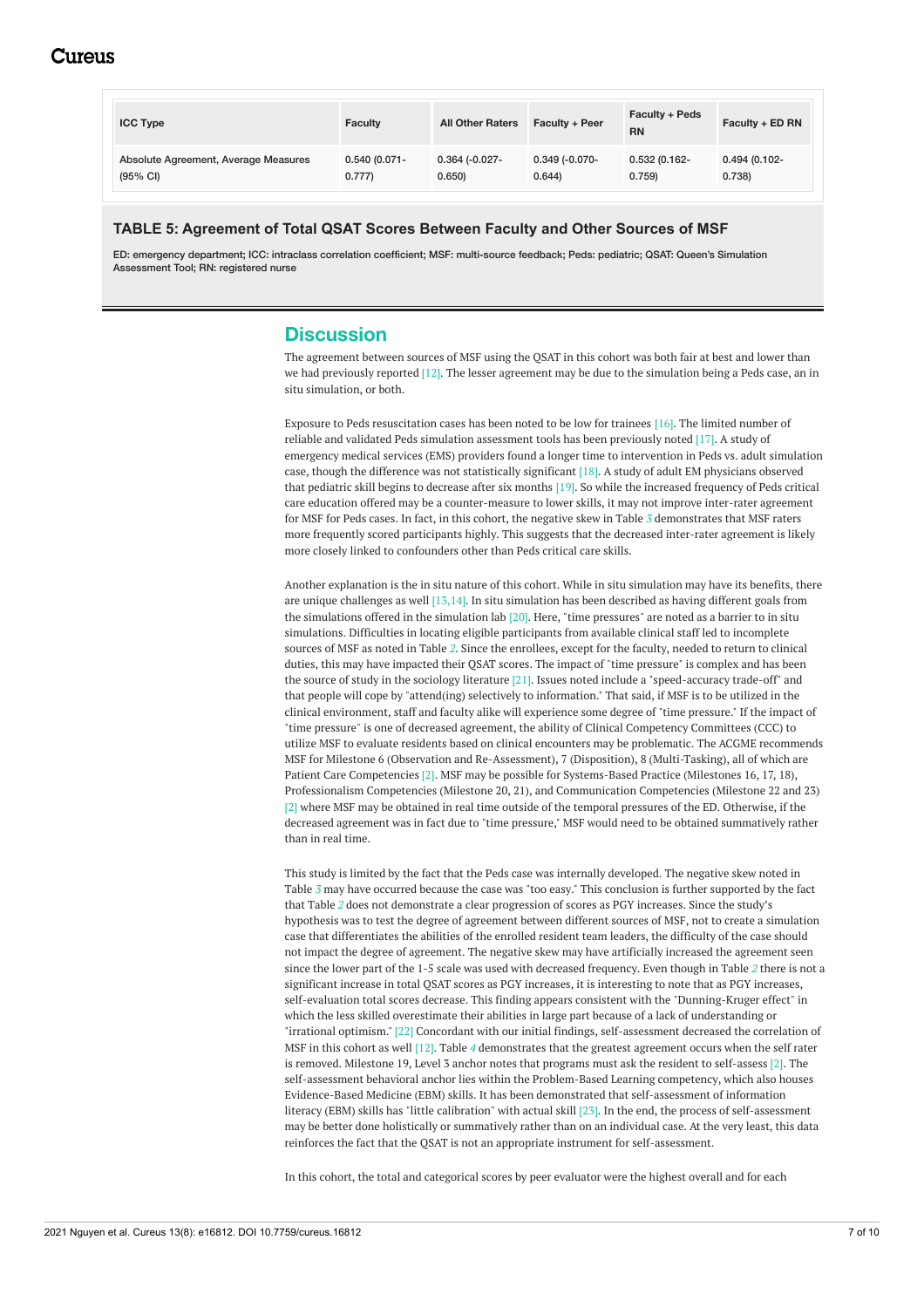| ICC Type | Faculty | All Other Raters | Faculty + Peer | Faculty + Peds RN | Faculty + ED RN |
|---|---|---|---|---|---|
| Absolute Agreement, Average Measures (95% CI) | 0.540 (0.071-0.777) | 0.364 (-0.027-0.650) | 0.349 (-0.070-0.644) | 0.532 (0.162-0.759) | 0.494 (0.102-0.738) |

**TABLE 5: Agreement of Total QSAT Scores Between Faculty and Other Sources of MSF**

ED: emergency department; ICC: intraclass correlation coefficient; MSF: multi-source feedback; Peds: pediatric; QSAT: Queen's Simulation Assessment Tool; RN: registered nurse

## Discussion

The agreement between sources of MSF using the QSAT in this cohort was both fair at best and lower than we had previously reported [12]. The lesser agreement may be due to the simulation being a Peds case, an in situ simulation, or both.

Exposure to Peds resuscitation cases has been noted to be low for trainees [16]. The limited number of reliable and validated Peds simulation assessment tools has been previously noted [17]. A study of emergency medical services (EMS) providers found a longer time to intervention in Peds vs. adult simulation case, though the difference was not statistically significant [18]. A study of adult EM physicians observed that pediatric skill begins to decrease after six months [19]. So while the increased frequency of Peds critical care education offered may be a counter-measure to lower skills, it may not improve inter-rater agreement for MSF for Peds cases. In fact, in this cohort, the negative skew in Table *3* demonstrates that MSF raters more frequently scored participants highly. This suggests that the decreased inter-rater agreement is likely more closely linked to confounders other than Peds critical care skills.

Another explanation is the in situ nature of this cohort. While in situ simulation may have its benefits, there are unique challenges as well [13,14]. In situ simulation has been described as having different goals from the simulations offered in the simulation lab [20]. Here, "time pressures" are noted as a barrier to in situ simulations. Difficulties in locating eligible participants from available clinical staff led to incomplete sources of MSF as noted in Table *2*. Since the enrollees, except for the faculty, needed to return to clinical duties, this may have impacted their QSAT scores. The impact of "time pressure" is complex and has been the source of study in the sociology literature [21]. Issues noted include a "speed-accuracy trade-off" and that people will cope by "attend(ing) selectively to information." That said, if MSF is to be utilized in the clinical environment, staff and faculty alike will experience some degree of "time pressure." If the impact of "time pressure" is one of decreased agreement, the ability of Clinical Competency Committees (CCC) to utilize MSF to evaluate residents based on clinical encounters may be problematic. The ACGME recommends MSF for Milestone 6 (Observation and Re-Assessment), 7 (Disposition), 8 (Multi-Tasking), all of which are Patient Care Competencies [2]. MSF may be possible for Systems-Based Practice (Milestones 16, 17, 18), Professionalism Competencies (Milestone 20, 21), and Communication Competencies (Milestone 22 and 23) [2] where MSF may be obtained in real time outside of the temporal pressures of the ED. Otherwise, if the decreased agreement was in fact due to "time pressure," MSF would need to be obtained summatively rather than in real time.

This study is limited by the fact that the Peds case was internally developed. The negative skew noted in Table *3* may have occurred because the case was "too easy." This conclusion is further supported by the fact that Table *2* does not demonstrate a clear progression of scores as PGY increases. Since the study's hypothesis was to test the degree of agreement between different sources of MSF, not to create a simulation case that differentiates the abilities of the enrolled resident team leaders, the difficulty of the case should not impact the degree of agreement. The negative skew may have artificially increased the agreement seen since the lower part of the 1-5 scale was used with decreased frequency. Even though in Table *2* there is not a significant increase in total QSAT scores as PGY increases, it is interesting to note that as PGY increases, self-evaluation total scores decrease. This finding appears consistent with the "Dunning-Kruger effect" in which the less skilled overestimate their abilities in large part because of a lack of understanding or "irrational optimism." [22] Concordant with our initial findings, self-assessment decreased the correlation of MSF in this cohort as well [12]. Table *4* demonstrates that the greatest agreement occurs when the self rater is removed. Milestone 19, Level 3 anchor notes that programs must ask the resident to self-assess [2]. The self-assessment behavioral anchor lies within the Problem-Based Learning competency, which also houses Evidence-Based Medicine (EBM) skills. It has been demonstrated that self-assessment of information literacy (EBM) skills has "little calibration" with actual skill [23]. In the end, the process of self-assessment may be better done holistically or summatively rather than on an individual case. At the very least, this data reinforces the fact that the QSAT is not an appropriate instrument for self-assessment.

In this cohort, the total and categorical scores by peer evaluator were the highest overall and for each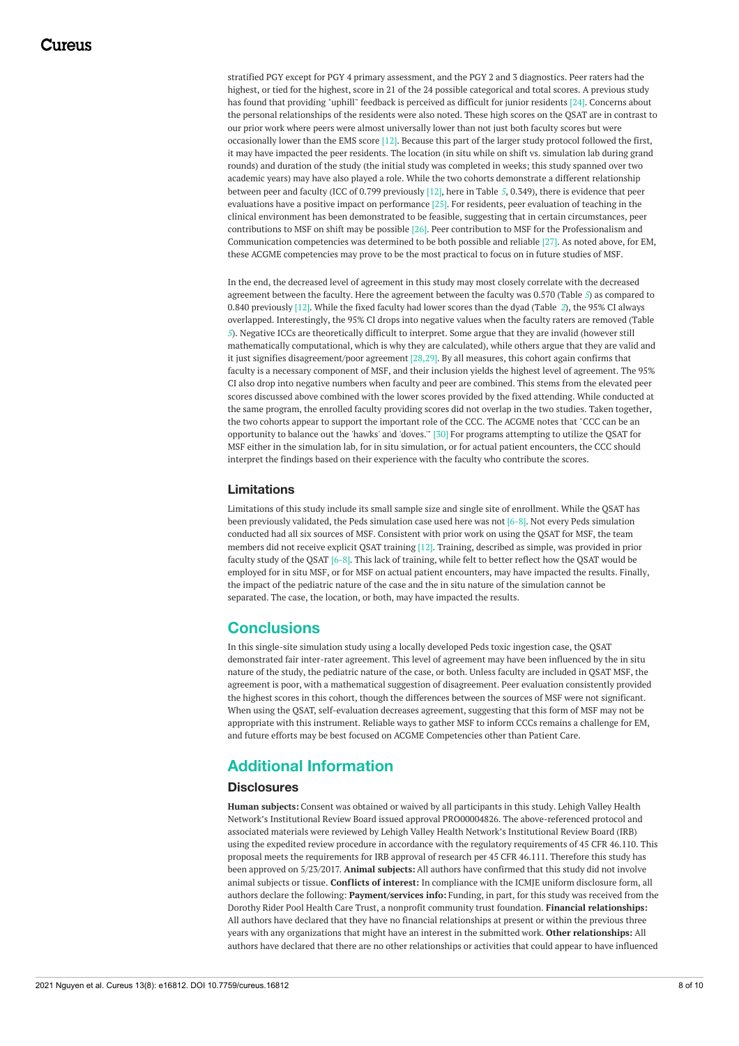stratified PGY except for PGY 4 primary assessment, and the PGY 2 and 3 diagnostics. Peer raters had the highest, or tied for the highest, score in 21 of the 24 possible categorical and total scores. A previous study has found that providing "uphill" feedback is perceived as difficult for junior residents [24]. Concerns about the personal relationships of the residents were also noted. These high scores on the QSAT are in contrast to our prior work where peers were almost universally lower than not just both faculty scores but were occasionally lower than the EMS score [12]. Because this part of the larger study protocol followed the first, it may have impacted the peer residents. The location (in situ while on shift vs. simulation lab during grand rounds) and duration of the study (the initial study was completed in weeks; this study spanned over two academic years) may have also played a role. While the two cohorts demonstrate a different relationship between peer and faculty (ICC of 0.799 previously [12], here in Table *5*, 0.349), there is evidence that peer evaluations have a positive impact on performance [25]. For residents, peer evaluation of teaching in the clinical environment has been demonstrated to be feasible, suggesting that in certain circumstances, peer contributions to MSF on shift may be possible [26]. Peer contribution to MSF for the Professionalism and Communication competencies was determined to be both possible and reliable [27]. As noted above, for EM, these ACGME competencies may prove to be the most practical to focus on in future studies of MSF.

In the end, the decreased level of agreement in this study may most closely correlate with the decreased agreement between the faculty. Here the agreement between the faculty was 0.570 (Table *5*) as compared to 0.840 previously [12]. While the fixed faculty had lower scores than the dyad (Table *2*), the 95% CI always overlapped. Interestingly, the 95% CI drops into negative values when the faculty raters are removed (Table *5*). Negative ICCs are theoretically difficult to interpret. Some argue that they are invalid (however still mathematically computational, which is why they are calculated), while others argue that they are valid and it just signifies disagreement/poor agreement [28,29]. By all measures, this cohort again confirms that faculty is a necessary component of MSF, and their inclusion yields the highest level of agreement. The 95% CI also drop into negative numbers when faculty and peer are combined. This stems from the elevated peer scores discussed above combined with the lower scores provided by the fixed attending. While conducted at the same program, the enrolled faculty providing scores did not overlap in the two studies. Taken together, the two cohorts appear to support the important role of the CCC. The ACGME notes that "CCC can be an opportunity to balance out the 'hawks' and 'doves.'" [30] For programs attempting to utilize the QSAT for MSF either in the simulation lab, for in situ simulation, or for actual patient encounters, the CCC should interpret the findings based on their experience with the faculty who contribute the scores.

### Limitations

Limitations of this study include its small sample size and single site of enrollment. While the QSAT has been previously validated, the Peds simulation case used here was not [6-8]. Not every Peds simulation conducted had all six sources of MSF. Consistent with prior work on using the QSAT for MSF, the team members did not receive explicit QSAT training [12]. Training, described as simple, was provided in prior faculty study of the QSAT [6-8]. This lack of training, while felt to better reflect how the QSAT would be employed for in situ MSF, or for MSF on actual patient encounters, may have impacted the results. Finally, the impact of the pediatric nature of the case and the in situ nature of the simulation cannot be separated. The case, the location, or both, may have impacted the results.

## Conclusions

In this single-site simulation study using a locally developed Peds toxic ingestion case, the QSAT demonstrated fair inter-rater agreement. This level of agreement may have been influenced by the in situ nature of the study, the pediatric nature of the case, or both. Unless faculty are included in QSAT MSF, the agreement is poor, with a mathematical suggestion of disagreement. Peer evaluation consistently provided the highest scores in this cohort, though the differences between the sources of MSF were not significant. When using the QSAT, self-evaluation decreases agreement, suggesting that this form of MSF may not be appropriate with this instrument. Reliable ways to gather MSF to inform CCCs remains a challenge for EM, and future efforts may be best focused on ACGME Competencies other than Patient Care.

## Additional Information

### Disclosures

**Human subjects:** Consent was obtained or waived by all participants in this study. Lehigh Valley Health Network's Institutional Review Board issued approval PRO00004826. The above-referenced protocol and associated materials were reviewed by Lehigh Valley Health Network's Institutional Review Board (IRB) using the expedited review procedure in accordance with the regulatory requirements of 45 CFR 46.110. This proposal meets the requirements for IRB approval of research per 45 CFR 46.111. Therefore this study has been approved on 5/23/2017. **Animal subjects:** All authors have confirmed that this study did not involve animal subjects or tissue. **Conflicts of interest:** In compliance with the ICMJE uniform disclosure form, all authors declare the following: **Payment/services info:** Funding, in part, for this study was received from the Dorothy Rider Pool Health Care Trust, a nonprofit community trust foundation. **Financial relationships:** All authors have declared that they have no financial relationships at present or within the previous three years with any organizations that might have an interest in the submitted work. **Other relationships:** All authors have declared that there are no other relationships or activities that could appear to have influenced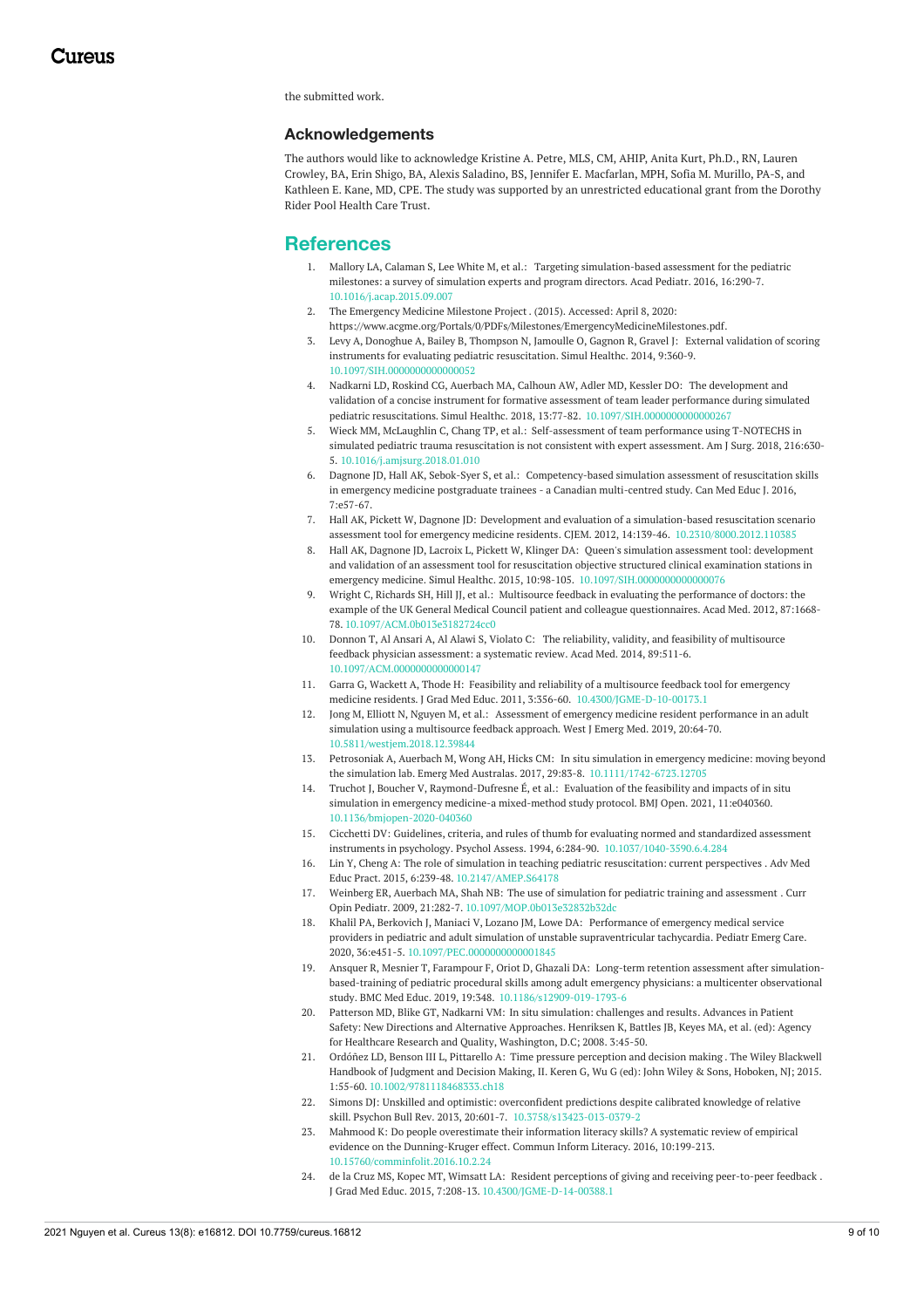the submitted work.

## Acknowledgements

The authors would like to acknowledge Kristine A. Petre, MLS, CM, AHIP, Anita Kurt, Ph.D., RN, Lauren Crowley, BA, Erin Shigo, BA, Alexis Saladino, BS, Jennifer E. Macfarlan, MPH, Sofia M. Murillo, PA-S, and Kathleen E. Kane, MD, CPE. The study was supported by an unrestricted educational grant from the Dorothy Rider Pool Health Care Trust.

## References

1. Mallory LA, Calaman S, Lee White M, et al.: Targeting simulation-based assessment for the pediatric milestones: a survey of simulation experts and program directors. Acad Pediatr. 2016, 16:290-7. 10.1016/j.acap.2015.09.007
2. The Emergency Medicine Milestone Project . (2015). Accessed: April 8, 2020: https://www.acgme.org/Portals/0/PDFs/Milestones/EmergencyMedicineMilestones.pdf.
3. Levy A, Donoghue A, Bailey B, Thompson N, Jamoulle O, Gagnon R, Gravel J: External validation of scoring instruments for evaluating pediatric resuscitation. Simul Healthc. 2014, 9:360-9. 10.1097/SIH.0000000000000052
4. Nadkarni LD, Roskind CG, Auerbach MA, Calhoun AW, Adler MD, Kessler DO: The development and validation of a concise instrument for formative assessment of team leader performance during simulated pediatric resuscitations. Simul Healthc. 2018, 13:77-82. 10.1097/SIH.0000000000000267
5. Wieck MM, McLaughlin C, Chang TP, et al.: Self-assessment of team performance using T-NOTECHS in simulated pediatric trauma resuscitation is not consistent with expert assessment. Am J Surg. 2018, 216:630-5. 10.1016/j.amjsurg.2018.01.010
6. Dagnone JD, Hall AK, Sebok-Syer S, et al.: Competency-based simulation assessment of resuscitation skills in emergency medicine postgraduate trainees - a Canadian multi-centred study. Can Med Educ J. 2016, 7:e57-67.
7. Hall AK, Pickett W, Dagnone JD: Development and evaluation of a simulation-based resuscitation scenario assessment tool for emergency medicine residents. CJEM. 2012, 14:139-46. 10.2310/8000.2012.110385
8. Hall AK, Dagnone JD, Lacroix L, Pickett W, Klinger DA: Queen's simulation assessment tool: development and validation of an assessment tool for resuscitation objective structured clinical examination stations in emergency medicine. Simul Healthc. 2015, 10:98-105. 10.1097/SIH.0000000000000076
9. Wright C, Richards SH, Hill JJ, et al.: Multisource feedback in evaluating the performance of doctors: the example of the UK General Medical Council patient and colleague questionnaires. Acad Med. 2012, 87:1668-78. 10.1097/ACM.0b013e3182724cc0
10. Donnon T, Al Ansari A, Al Alawi S, Violato C: The reliability, validity, and feasibility of multisource feedback physician assessment: a systematic review. Acad Med. 2014, 89:511-6. 10.1097/ACM.0000000000000147
11. Garra G, Wackett A, Thode H: Feasibility and reliability of a multisource feedback tool for emergency medicine residents. J Grad Med Educ. 2011, 3:356-60. 10.4300/JGME-D-10-00173.1
12. Jong M, Elliott N, Nguyen M, et al.: Assessment of emergency medicine resident performance in an adult simulation using a multisource feedback approach. West J Emerg Med. 2019, 20:64-70. 10.5811/westjem.2018.12.39844
13. Petrosoniak A, Auerbach M, Wong AH, Hicks CM: In situ simulation in emergency medicine: moving beyond the simulation lab. Emerg Med Australas. 2017, 29:83-8. 10.1111/1742-6723.12705
14. Truchot J, Boucher V, Raymond-Dufresne É, et al.: Evaluation of the feasibility and impacts of in situ simulation in emergency medicine-a mixed-method study protocol. BMJ Open. 2021, 11:e040360. 10.1136/bmjopen-2020-040360
15. Cicchetti DV: Guidelines, criteria, and rules of thumb for evaluating normed and standardized assessment instruments in psychology. Psychol Assess. 1994, 6:284-90. 10.1037/1040-3590.6.4.284
16. Lin Y, Cheng A: The role of simulation in teaching pediatric resuscitation: current perspectives . Adv Med Educ Pract. 2015, 6:239-48. 10.2147/AMEP.S64178
17. Weinberg ER, Auerbach MA, Shah NB: The use of simulation for pediatric training and assessment . Curr Opin Pediatr. 2009, 21:282-7. 10.1097/MOP.0b013e32832b32dc
18. Khalil PA, Berkovich J, Maniaci V, Lozano JM, Lowe DA: Performance of emergency medical service providers in pediatric and adult simulation of unstable supraventricular tachycardia. Pediatr Emerg Care. 2020, 36:e451-5. 10.1097/PEC.0000000000001845
19. Ansquer R, Mesnier T, Farampour F, Oriot D, Ghazali DA: Long-term retention assessment after simulation-based-training of pediatric procedural skills among adult emergency physicians: a multicenter observational study. BMC Med Educ. 2019, 19:348. 10.1186/s12909-019-1793-6
20. Patterson MD, Blike GT, Nadkarni VM: In situ simulation: challenges and results. Advances in Patient Safety: New Directions and Alternative Approaches. Henriksen K, Battles JB, Keyes MA, et al. (ed): Agency for Healthcare Research and Quality, Washington, D.C; 2008. 3:45-50.
21. Ordóñez LD, Benson III L, Pittarello A: Time pressure perception and decision making . The Wiley Blackwell Handbook of Judgment and Decision Making, II. Keren G, Wu G (ed): John Wiley & Sons, Hoboken, NJ; 2015. 1:55-60. 10.1002/9781118468333.ch18
22. Simons DJ: Unskilled and optimistic: overconfident predictions despite calibrated knowledge of relative skill. Psychon Bull Rev. 2013, 20:601-7. 10.3758/s13423-013-0379-2
23. Mahmood K: Do people overestimate their information literacy skills? A systematic review of empirical evidence on the Dunning-Kruger effect. Commun Inform Literacy. 2016, 10:199-213. 10.15760/comminfolit.2016.10.2.24
24. de la Cruz MS, Kopec MT, Wimsatt LA: Resident perceptions of giving and receiving peer-to-peer feedback . J Grad Med Educ. 2015, 7:208-13. 10.4300/JGME-D-14-00388.1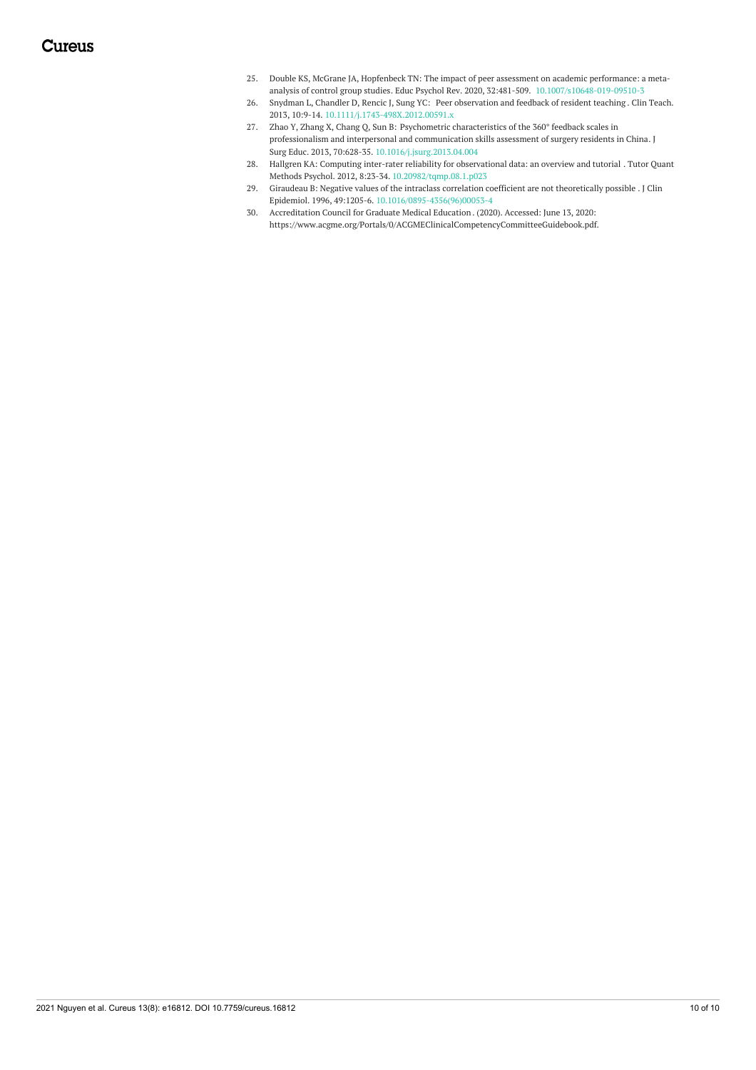25. Double KS, McGrane JA, Hopfenbeck TN: The impact of peer assessment on academic performance: a meta-analysis of control group studies. Educ Psychol Rev. 2020, 32:481-509. 10.1007/s10648-019-09510-3
26. Snydman L, Chandler D, Rencic J, Sung YC: Peer observation and feedback of resident teaching . Clin Teach. 2013, 10:9-14. 10.1111/j.1743-498X.2012.00591.x
27. Zhao Y, Zhang X, Chang Q, Sun B: Psychometric characteristics of the 360° feedback scales in professionalism and interpersonal and communication skills assessment of surgery residents in China. J Surg Educ. 2013, 70:628-35. 10.1016/j.jsurg.2013.04.004
28. Hallgren KA: Computing inter-rater reliability for observational data: an overview and tutorial . Tutor Quant Methods Psychol. 2012, 8:23-34. 10.20982/tqmp.08.1.p023
29. Giraudeau B: Negative values of the intraclass correlation coefficient are not theoretically possible . J Clin Epidemiol. 1996, 49:1205-6. 10.1016/0895-4356(96)00053-4
30. Accreditation Council for Graduate Medical Education . (2020). Accessed: June 13, 2020: https://www.acgme.org/Portals/0/ACGMEClinicalCompetencyCommitteeGuidebook.pdf.